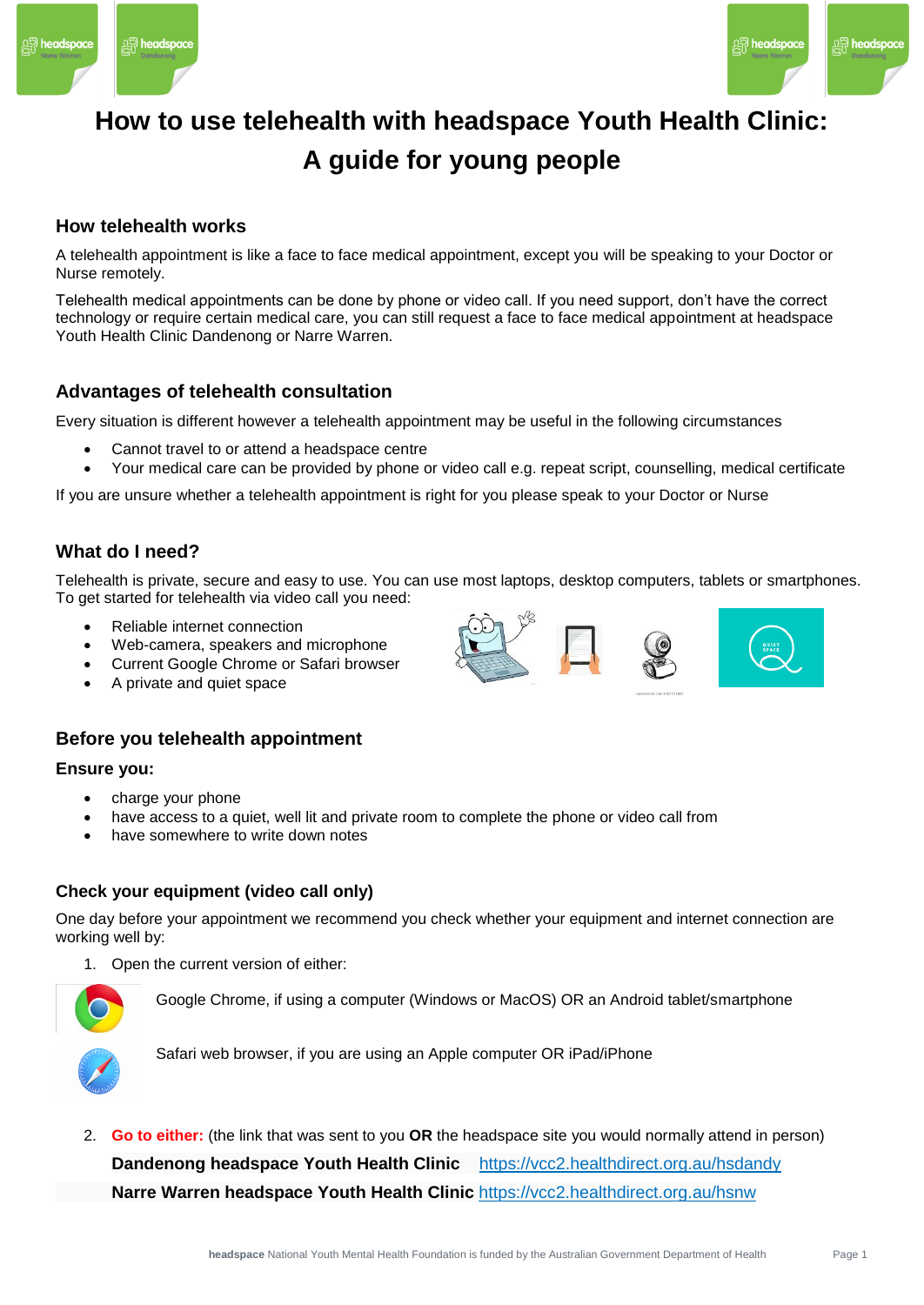# How to use telehealth with headspace Youth Health Clinic: A guide for young people

## How telehealth works

A telehealth appointment is like a face to face medical appointment, except you will be speaking to your Doctor or Nurse remotely.

Telehealth medical appointments can be done by phone or video call. If you need support, don't have the correct technology or require certain medical care, you can still request a face to face medical appointment at headspace Youth Health Clinic Dandenong or Narre Warren.

## Advantages of telehealth consultation

Every situation is different however a telehealth appointment may be useful in the following circumstances

- Cannot travel to or attend a headspace centre
- Your medical care can be provided by phone or video call e.g. repeat script, counselling, medical certificate

If you are unsure whether a telehealth appointment is right for you please speak to your Doctor or Nurse

## What do I need?

Telehealth is private, secure and easy to use. You can use most laptops, desktop computers, tablets or smartphones. To get started for telehealth via video call you need:

- Reliable internet connection
- Web-camera, speakers and microphone
- Current Google Chrome or Safari browser
- A private and quiet space

## Before you telehealth appointment

### Ensure you:

- charge your phone
- have access to a quiet, well lit and private room to complete the phone or video call from
- have somewhere to write down notes

### Check your equipment (video call only)

One day before your appointment we recommend you check whether your equipment and internet connection are working well by:

1. Open the current version of either:

   Google Chrome, if using a computer (Windows or MacOS) OR an Android tablet/smartphone

   Safari web browser, if you are using an Apple computer OR iPad/iPhone

2. **Go to either:** (the link that was sent to you **OR** the headspace site you would normally attend in person)

   **Dandenong headspace Youth Health Clinic** https://vcc2.healthdirect.org.au/hsdandy

   **Narre Warren headspace Youth Health Clinic** https://vcc2.healthdirect.org.au/hsnw

**headspace** National Youth Mental Health Foundation is funded by the Australian Government Department of Health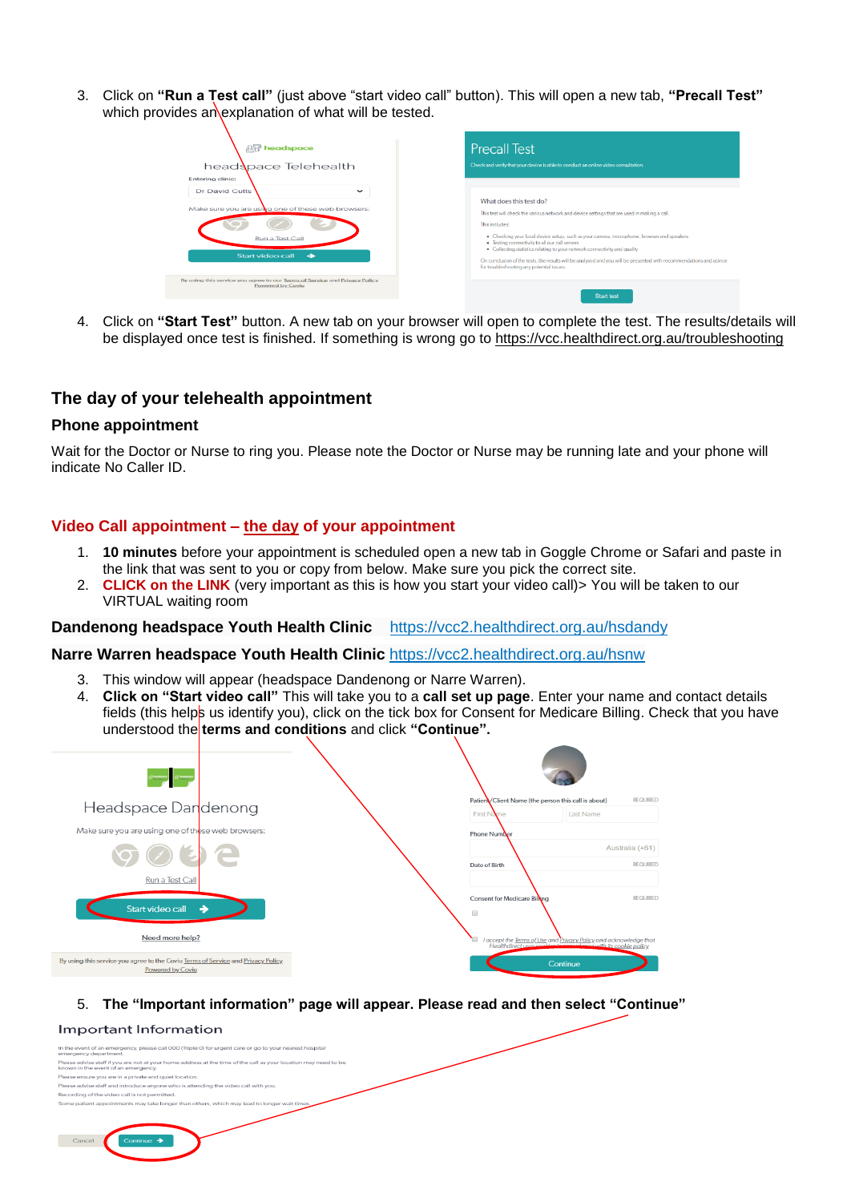3. Click on **"Run a Test call"** (just above "start video call" button). This will open a new tab, **"Precall Test"** which provides an explanation of what will be tested.

4. Click on **"Start Test"** button. A new tab on your browser will open to complete the test. The results/details will be displayed once test is finished. If something is wrong go to https://vcc.healthdirect.org.au/troubleshooting

## The day of your telehealth appointment

### Phone appointment

Wait for the Doctor or Nurse to ring you. Please note the Doctor or Nurse may be running late and your phone will indicate No Caller ID.

### Video Call appointment – the day of your appointment

1. **10 minutes** before your appointment is scheduled open a new tab in Goggle Chrome or Safari and paste in the link that was sent to you or copy from below. Make sure you pick the correct site.
2. **CLICK on the LINK** (very important as this is how you start your video call)> You will be taken to our VIRTUAL waiting room

**Dandenong headspace Youth Health Clinic** https://vcc2.healthdirect.org.au/hsdandy

**Narre Warren headspace Youth Health Clinic** https://vcc2.healthdirect.org.au/hsnw

3. This window will appear (headspace Dandenong or Narre Warren).
4. **Click on "Start video call"** This will take you to a **call set up page**. Enter your name and contact details fields (this helps us identify you), click on the tick box for Consent for Medicare Billing. Check that you have understood the **terms and conditions** and click **"Continue".**

5. **The "Important information" page will appear. Please read and then select "Continue"**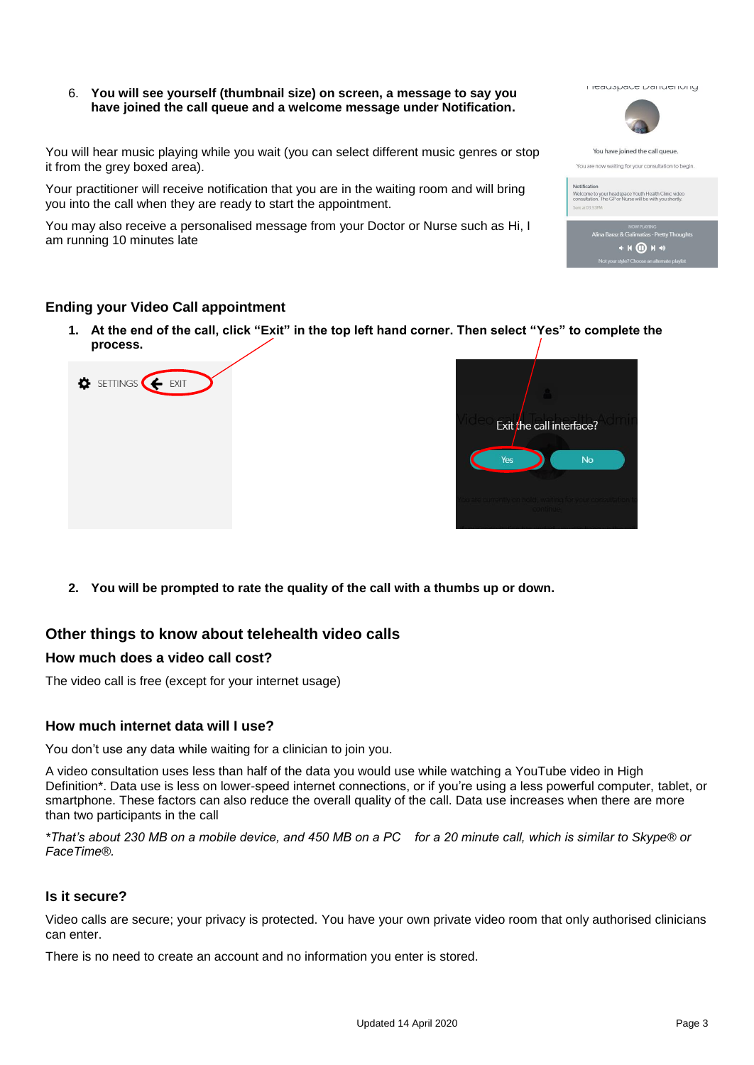6. **You will see yourself (thumbnail size) on screen, a message to say you have joined the call queue and a welcome message under Notification.**

You will hear music playing while you wait (you can select different music genres or stop it from the grey boxed area).

Your practitioner will receive notification that you are in the waiting room and will bring you into the call when they are ready to start the appointment.

You may also receive a personalised message from your Doctor or Nurse such as Hi, I am running 10 minutes late

## Ending your Video Call appointment

1. **At the end of the call, click "Exit" in the top left hand corner. Then select "Yes" to complete the process.**

2. **You will be prompted to rate the quality of the call with a thumbs up or down.**

## Other things to know about telehealth video calls

### How much does a video call cost?

The video call is free (except for your internet usage)

### How much internet data will I use?

You don't use any data while waiting for a clinician to join you.

A video consultation uses less than half of the data you would use while watching a YouTube video in High Definition*. Data use is less on lower-speed internet connections, or if you're using a less powerful computer, tablet, or smartphone. These factors can also reduce the overall quality of the call. Data use increases when there are more than two participants in the call

*\*That's about 230 MB on a mobile device, and 450 MB on a PC for a 20 minute call, which is similar to Skype® or FaceTime®.*

### Is it secure?

Video calls are secure; your privacy is protected. You have your own private video room that only authorised clinicians can enter.

There is no need to create an account and no information you enter is stored.

Updated 14 April 2020